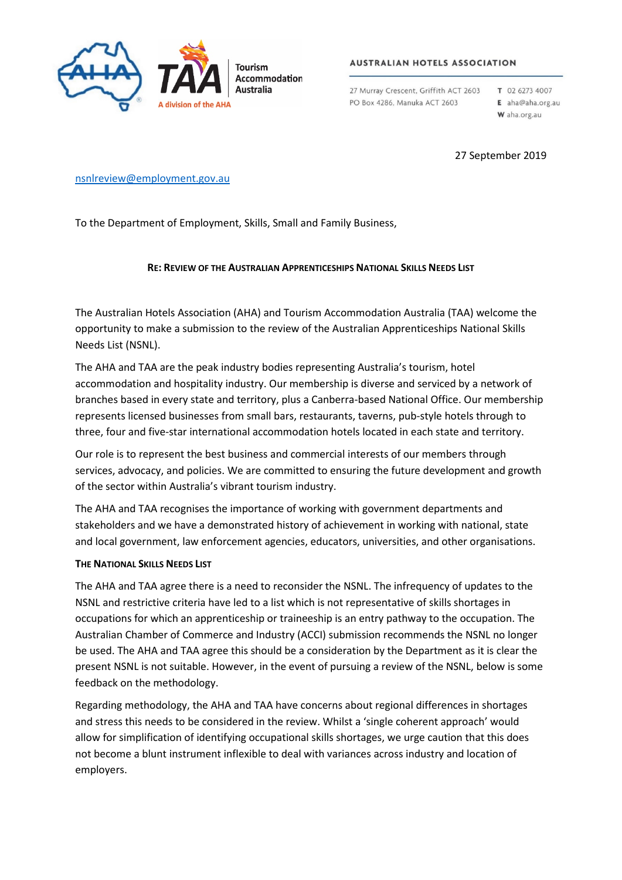Tourism Accommodation Australia

A division of the AHA

**AUSTRALIAN HOTELS ASSOCIATION**

27 Murray Crescent, Griffith ACT 2603
PO Box 4286, Manuka ACT 2603

**T** 02 6273 4007
**E** aha@aha.org.au
**W** aha.org.au

27 September 2019

nsnlreview@employment.gov.au

To the Department of Employment, Skills, Small and Family Business,

**RE: REVIEW OF THE AUSTRALIAN APPRENTICESHIPS NATIONAL SKILLS NEEDS LIST**

The Australian Hotels Association (AHA) and Tourism Accommodation Australia (TAA) welcome the opportunity to make a submission to the review of the Australian Apprenticeships National Skills Needs List (NSNL).

The AHA and TAA are the peak industry bodies representing Australia's tourism, hotel accommodation and hospitality industry. Our membership is diverse and serviced by a network of branches based in every state and territory, plus a Canberra-based National Office. Our membership represents licensed businesses from small bars, restaurants, taverns, pub-style hotels through to three, four and five-star international accommodation hotels located in each state and territory.

Our role is to represent the best business and commercial interests of our members through services, advocacy, and policies. We are committed to ensuring the future development and growth of the sector within Australia's vibrant tourism industry.

The AHA and TAA recognises the importance of working with government departments and stakeholders and we have a demonstrated history of achievement in working with national, state and local government, law enforcement agencies, educators, universities, and other organisations.

**THE NATIONAL SKILLS NEEDS LIST**

The AHA and TAA agree there is a need to reconsider the NSNL. The infrequency of updates to the NSNL and restrictive criteria have led to a list which is not representative of skills shortages in occupations for which an apprenticeship or traineeship is an entry pathway to the occupation. The Australian Chamber of Commerce and Industry (ACCI) submission recommends the NSNL no longer be used. The AHA and TAA agree this should be a consideration by the Department as it is clear the present NSNL is not suitable. However, in the event of pursuing a review of the NSNL, below is some feedback on the methodology.

Regarding methodology, the AHA and TAA have concerns about regional differences in shortages and stress this needs to be considered in the review. Whilst a 'single coherent approach' would allow for simplification of identifying occupational skills shortages, we urge caution that this does not become a blunt instrument inflexible to deal with variances across industry and location of employers.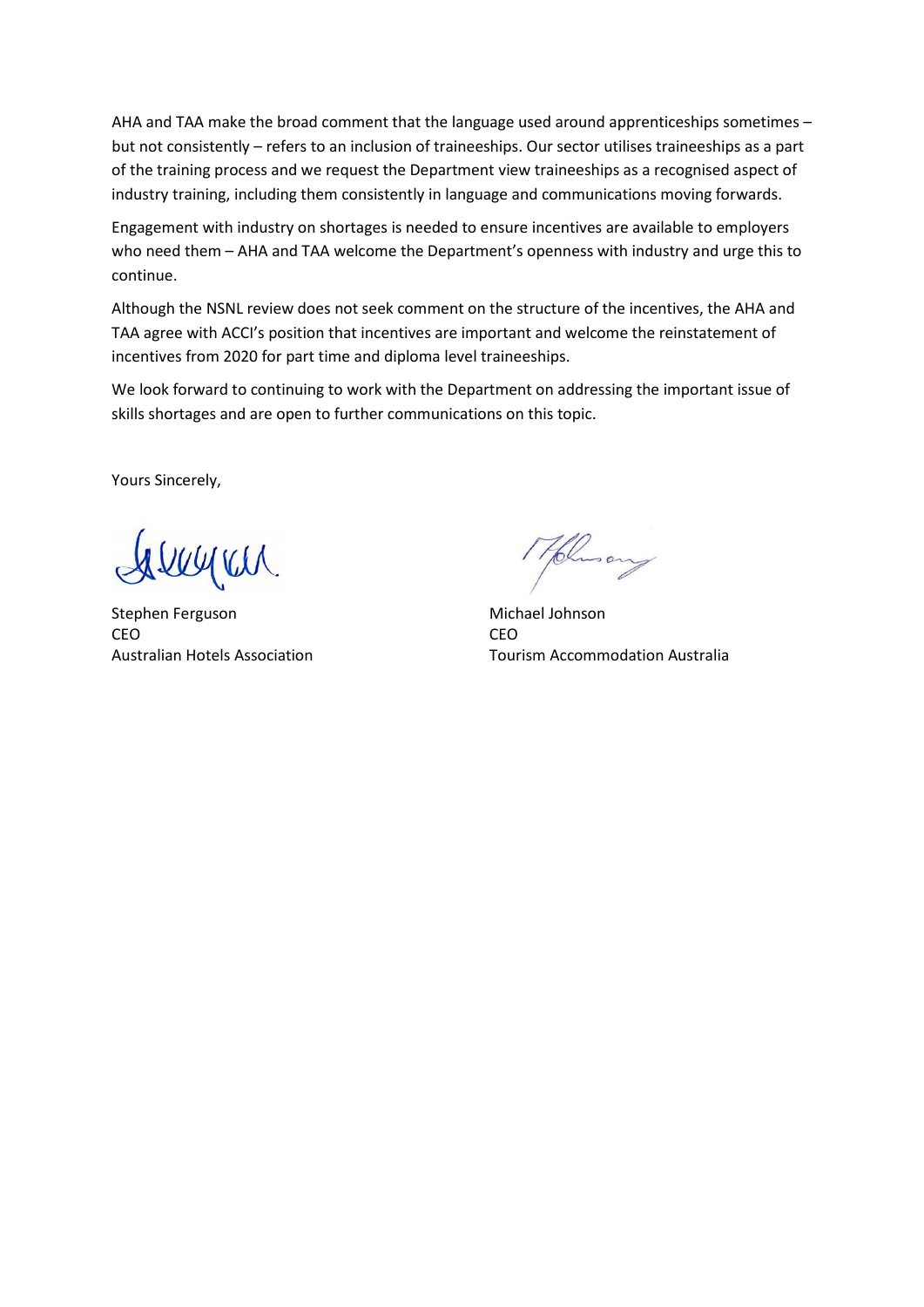AHA and TAA make the broad comment that the language used around apprenticeships sometimes – but not consistently – refers to an inclusion of traineeships. Our sector utilises traineeships as a part of the training process and we request the Department view traineeships as a recognised aspect of industry training, including them consistently in language and communications moving forwards.

Engagement with industry on shortages is needed to ensure incentives are available to employers who need them – AHA and TAA welcome the Department's openness with industry and urge this to continue.

Although the NSNL review does not seek comment on the structure of the incentives, the AHA and TAA agree with ACCI's position that incentives are important and welcome the reinstatement of incentives from 2020 for part time and diploma level traineeships.

We look forward to continuing to work with the Department on addressing the important issue of skills shortages and are open to further communications on this topic.

Yours Sincerely,

Stephen Ferguson
CEO
Australian Hotels Association

Michael Johnson
CEO
Tourism Accommodation Australia